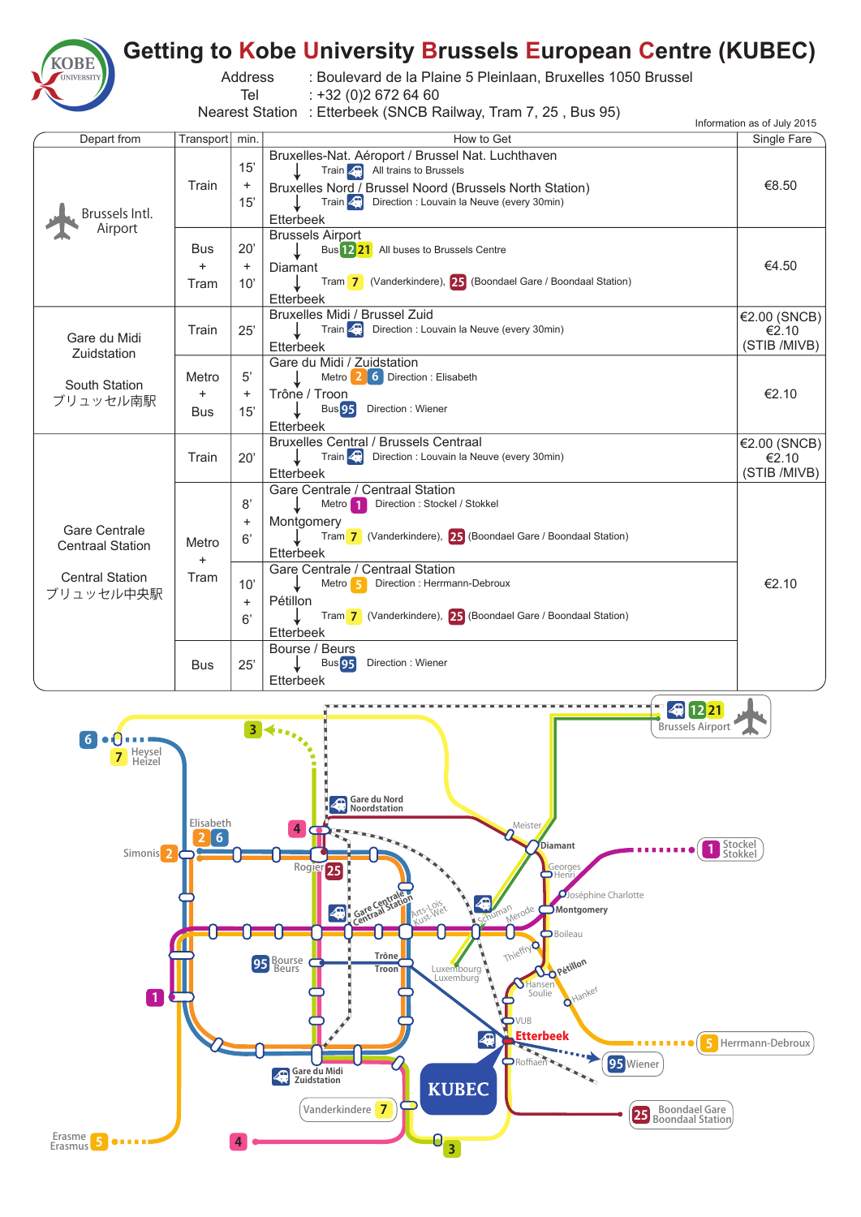# Getting to Kobe University Brussels European Centre (KUBEC)

Address : Boulevard de la Plaine 5 Pleinlaan, Bruxelles 1050 Brussel

Tel : +32 (0)2 672 64 60

Nearest Station : Etterbeek (SNCB Railway, Tram 7, 25 , Bus 95)

Information as of July 2015

| Depart from | Transport | min. | How to Get | Single Fare |
|---|---|---|---|---|
| Brussels Intl. Airport | Train | 15' + 15' | Bruxelles-Nat. Aéroport / Brussel Nat. Luchthaven ↓ Train: All trains to Brussels → Bruxelles Nord / Brussel Noord (Brussels North Station) ↓ Train: Direction : Louvain la Neuve (every 30min) → Etterbeek | €8.50 |
| | Bus + Tram | 20' + 10' | Brussels Airport ↓ Bus 12 21: All buses to Brussels Centre → Diamant ↓ Tram 7 (Vanderkindere), 25 (Boondael Gare / Boondaal Station) → Etterbeek | €4.50 |
| Gare du Midi Zuidstation / South Station / ブリュッセル南駅 | Train | 25' | Bruxelles Midi / Brussel Zuid ↓ Train: Direction : Louvain la Neuve (every 30min) → Etterbeek | €2.00 (SNCB) €2.10 (STIB /MIVB) |
| | Metro + Bus | 5' + 15' | Gare du Midi / Zuidstation ↓ Metro 2 6: Direction : Elisabeth → Trône / Troon ↓ Bus 95: Direction : Wiener → Etterbeek | €2.10 |
| Gare Centrale Centraal Station / Central Station / ブリュッセル中央駅 | Train | 20' | Bruxelles Central / Brussels Centraal ↓ Train: Direction : Louvain la Neuve (every 30min) → Etterbeek | €2.00 (SNCB) €2.10 (STIB /MIVB) |
| | Metro + Tram | 8' + 6' | Gare Centrale / Centraal Station ↓ Metro 1: Direction : Stockel / Stokkel → Montgomery ↓ Tram 7 (Vanderkindere), 25 (Boondael Gare / Boondaal Station) → Etterbeek | €2.10 |
| | | 10' + 6' | Gare Centrale / Centraal Station ↓ Metro 5: Direction : Herrmann-Debroux → Pétillon ↓ Tram 7 (Vanderkindere), 25 (Boondael Gare / Boondaal Station) → Etterbeek | €2.10 |
| | Bus | 25' | Bourse / Beurs ↓ Bus 95: Direction : Wiener → Etterbeek | €2.10 |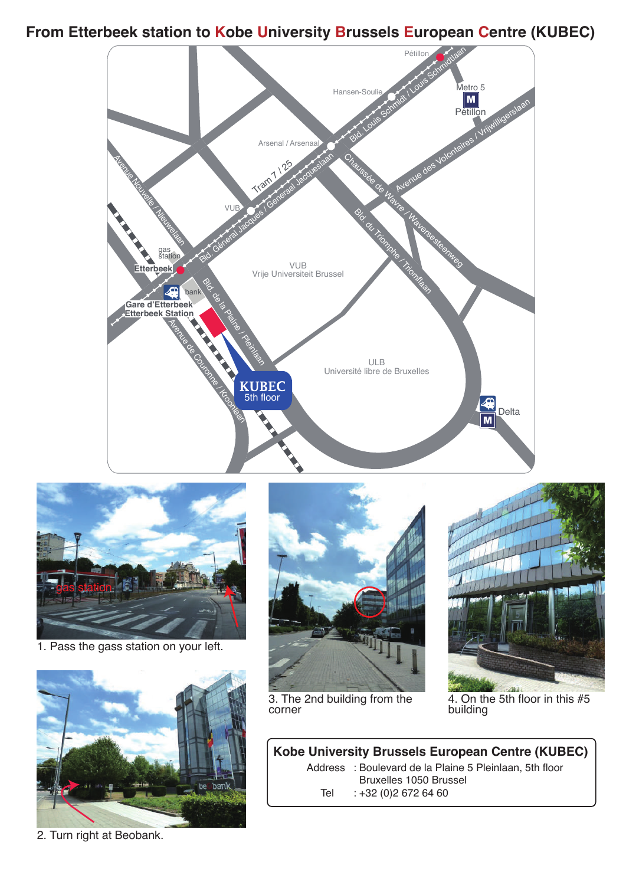# From Etterbeek station to Kobe University Brussels European Centre (KUBEC)

Pétillon

Hansen-Soulie

Metro 5

M

Pétillon

Arsenal / Arsenaal

Bld. Louis Schmidt / Louis Schmidtlaan

Avenue des Volontaires / Vrijwilligerslaan

Tram 7 / 25

Chaussée de Wavre / Waversesteenweg

Avenue Nouvelle / Nieuwelaan

VUB

Bld. Général Jacques / Generaal Jacqueslaan

Bld. du Triomphe / Triomflaan

gas station

Etterbeek

VUB
Vrije Universiteit Brussel

bank

Gare d'Etterbeek
Etterbeek Station

Bld. de la Plaine / Pleinlaan

Avenue de Couronne / Kroonlaan

KUBEC
5th floor

ULB
Université libre de Bruxelles

Delta

M

gas station

1. Pass the gass station on your left.

be bank

2. Turn right at Beobank.

3. The 2nd building from the corner

4. On the 5th floor in this #5 building

## Kobe University Brussels European Centre (KUBEC)

Address : Boulevard de la Plaine 5 Pleinlaan, 5th floor
Bruxelles 1050 Brussel

Tel : +32 (0)2 672 64 60